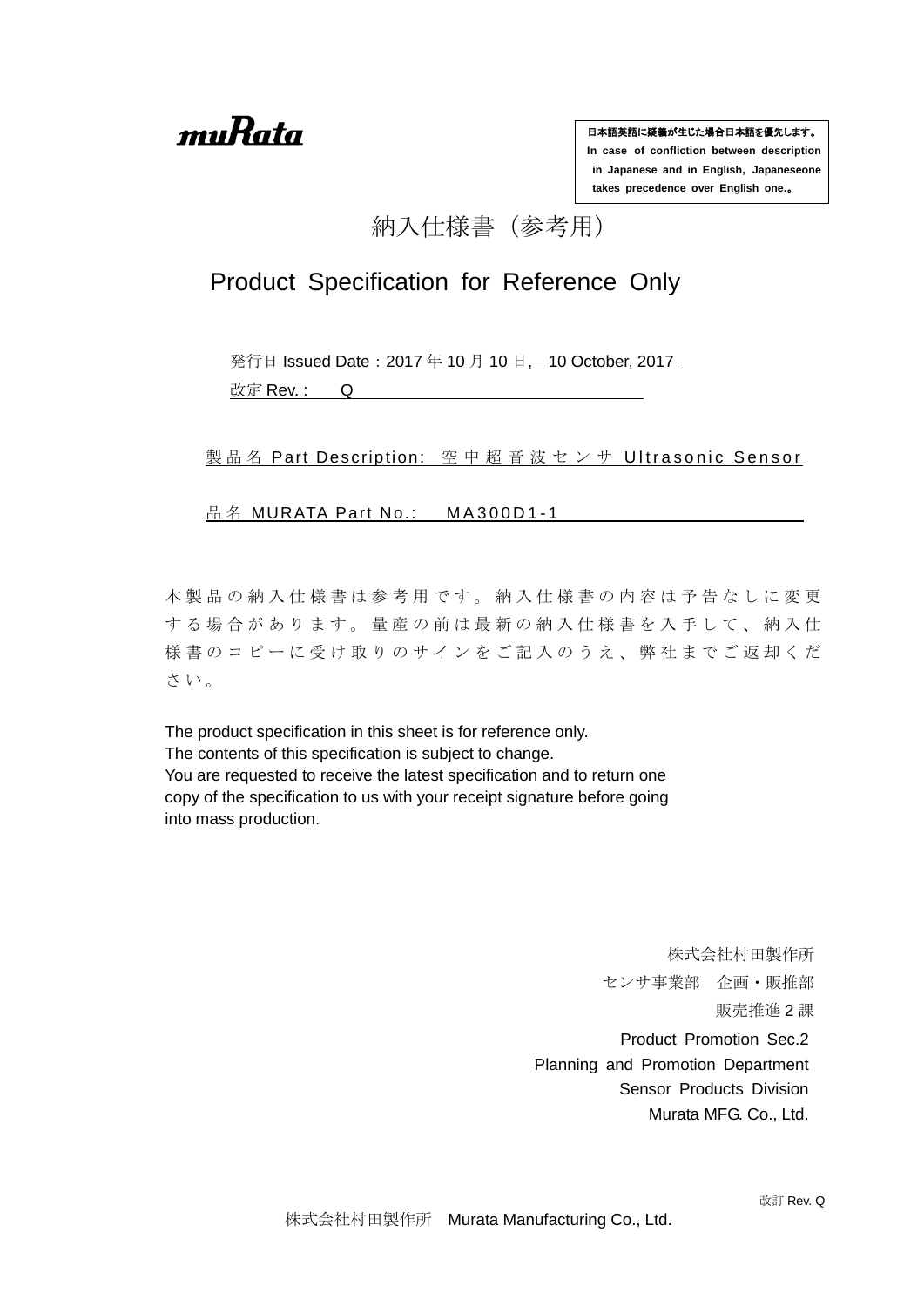muRata

> 日本語英語に疑義が生じた場合日本語を優先します。
> In case of confliction between description in Japanese and in English, Japaneseone takes precedence over English one.。

# 納入仕様書（参考用）

# Product Specification for Reference Only

発行日 Issued Date：2017 年 10 月 10 日, 10 October, 2017

改定 Rev. : Q

製品名 Part Description: 空中超音波センサ Ultrasonic Sensor

品名 MURATA Part No.: MA300D1-1

本製品の納入仕様書は参考用です。納入仕様書の内容は予告なしに変更する場合があります。量産の前は最新の納入仕様書を入手して、納入仕様書のコピーに受け取りのサインをご記入のうえ、弊社までご返却ください。

The product specification in this sheet is for reference only.
The contents of this specification is subject to change.
You are requested to receive the latest specification and to return one copy of the specification to us with your receipt signature before going into mass production.

株式会社村田製作所
センサ事業部　企画・販推部
販売推進 2 課

Product Promotion Sec.2
Planning and Promotion Department
Sensor Products Division
Murata MFG. Co., Ltd.

改訂 Rev. Q

株式会社村田製作所　Murata Manufacturing Co., Ltd.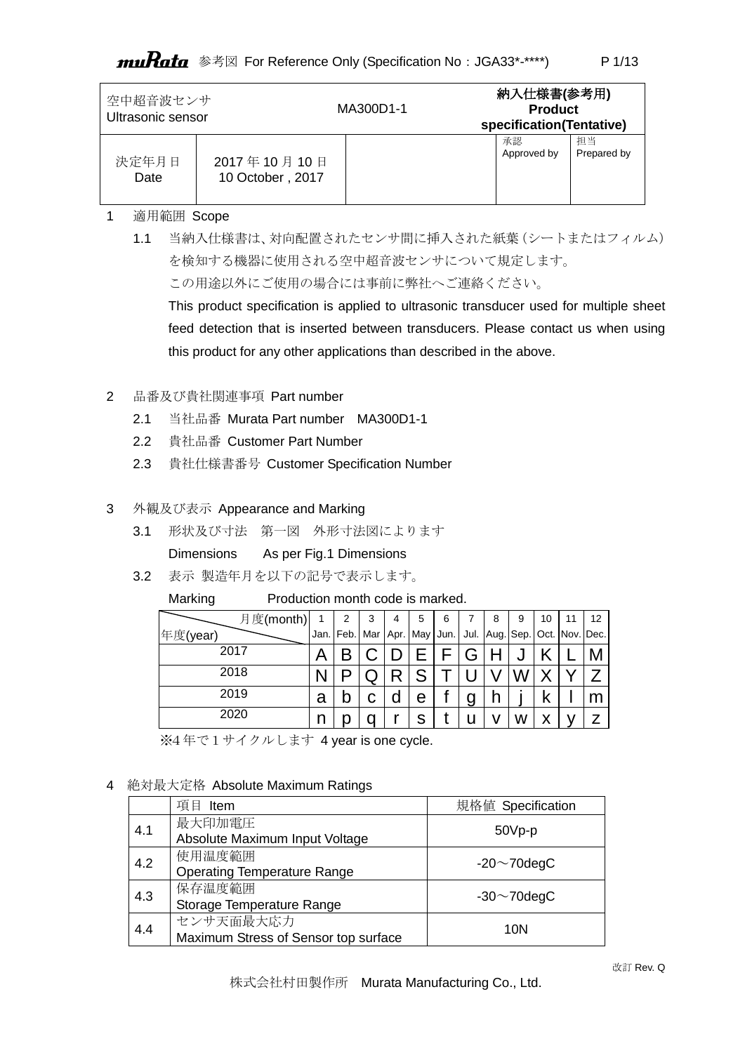| 空中超音波センサ Ultrasonic sensor | | MA300D1-1 | 納入仕様書(参考用) **Product specification(Tentative)** | |
|---|---|---|---|---|
| 決定年月日 Date | 2017 年 10 月 10 日 10 October , 2017 | | 承認 Approved by | 担当 Prepared by |

1 適用範囲 Scope

1.1 当納入仕様書は、対向配置されたセンサ間に挿入された紙葉（シートまたはフィルム）を検知する機器に使用される空中超音波センサについて規定します。
この用途以外にご使用の場合には事前に弊社へご連絡ください。
This product specification is applied to ultrasonic transducer used for multiple sheet feed detection that is inserted between transducers. Please contact us when using this product for any other applications than described in the above.

2 品番及び貴社関連事項 Part number

2.1 当社品番 Murata Part number MA300D1-1

2.2 貴社品番 Customer Part Number

2.3 貴社仕様書番号 Customer Specification Number

3 外観及び表示 Appearance and Marking

3.1 形状及び寸法 第一図 外形寸法図によります
Dimensions As per Fig.1 Dimensions

3.2 表示 製造年月を以下の記号で表示します。
Marking Production month code is marked.

| 月度(month) / 年度(year) | 1 Jan. | 2 Feb. | 3 Mar | 4 Apr. | 5 May | 6 Jun. | 7 Jul. | 8 Aug. | 9 Sep. | 10 Oct. | 11 Nov. | 12 Dec. |
|---|---|---|---|---|---|---|---|---|---|---|---|---|
| 2017 | A | B | C | D | E | F | G | H | J | K | L | M |
| 2018 | N | P | Q | R | S | T | U | V | W | X | Y | Z |
| 2019 | a | b | c | d | e | f | g | h | j | k | l | m |
| 2020 | n | p | q | r | s | t | u | v | w | x | y | z |

※4 年で 1 サイクルします 4 year is one cycle.

4 絶対最大定格 Absolute Maximum Ratings

| | 項目 Item | 規格値 Specification |
|---|---|---|
| 4.1 | 最大印加電圧 Absolute Maximum Input Voltage | 50Vp-p |
| 4.2 | 使用温度範囲 Operating Temperature Range | -20～70degC |
| 4.3 | 保存温度範囲 Storage Temperature Range | -30～70degC |
| 4.4 | センサ天面最大応力 Maximum Stress of Sensor top surface | 10N |

改訂 Rev. Q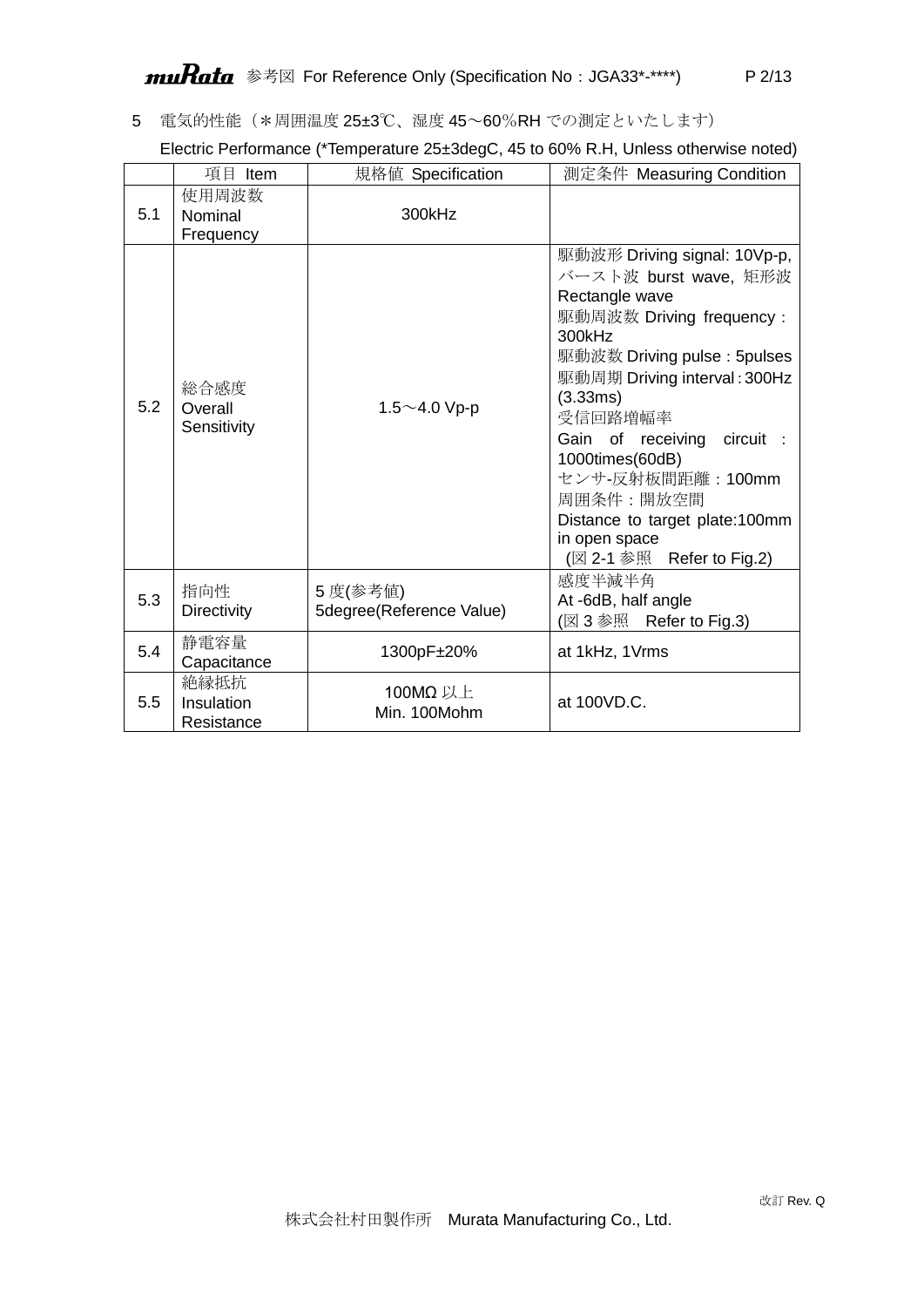## 5　電気的性能（＊周囲温度 25±3℃、湿度 45～60％RH での測定といたします）

Electric Performance (*Temperature 25±3degC, 45 to 60% R.H, Unless otherwise noted)

| | 項目 Item | 規格値 Specification | 測定条件 Measuring Condition |
|---|---|---|---|
| 5.1 | 使用周波数 Nominal Frequency | 300kHz | |
| 5.2 | 総合感度 Overall Sensitivity | 1.5～4.0 Vp-p | 駆動波形 Driving signal: 10Vp-p, バースト波 burst wave, 矩形波 Rectangle wave<br>駆動周波数 Driving frequency : 300kHz<br>駆動波数 Driving pulse : 5pulses<br>駆動周期 Driving interval : 300Hz (3.33ms)<br>受信回路増幅率<br>Gain of receiving circuit : 1000times(60dB)<br>センサ-反射板間距離：100mm<br>周囲条件：開放空間<br>Distance to target plate:100mm in open space<br>(図 2-1 参照　Refer to Fig.2) |
| 5.3 | 指向性 Directivity | 5 度(参考値)<br>5degree(Reference Value) | 感度半減半角<br>At -6dB, half angle<br>(図 3 参照　Refer to Fig.3) |
| 5.4 | 静電容量 Capacitance | 1300pF±20% | at 1kHz, 1Vrms |
| 5.5 | 絶縁抵抗 Insulation Resistance | 100MΩ 以上<br>Min. 100Mohm | at 100VD.C. |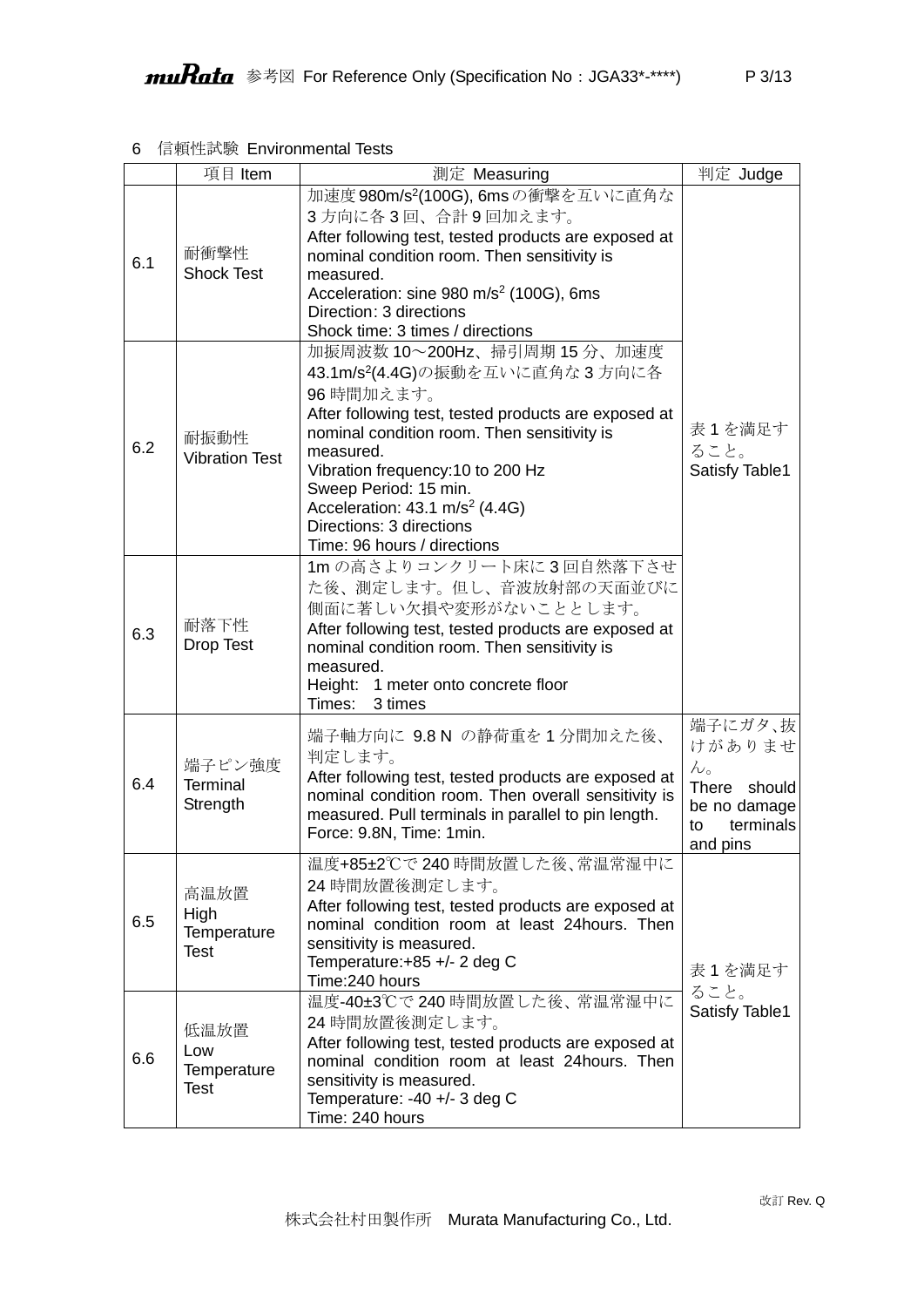## 6　信頼性試験 Environmental Tests

| | 項目 Item | 測定 Measuring | 判定 Judge |
|---|---|---|---|
| 6.1 | 耐衝撃性<br>Shock Test | 加速度 980m/s$^2$(100G), 6ms の衝撃を互いに直角な 3 方向に各 3 回、合計 9 回加えます。<br>After following test, tested products are exposed at nominal condition room. Then sensitivity is measured.<br>Acceleration: sine 980 m/s$^2$ (100G), 6ms<br>Direction: 3 directions<br>Shock time: 3 times / directions | 表 1 を満足すること。<br>Satisfy Table1 |
| 6.2 | 耐振動性<br>Vibration Test | 加振周波数 10～200Hz、掃引周期 15 分、加速度 43.1m/s$^2$(4.4G)の振動を互いに直角な 3 方向に各 96 時間加えます。<br>After following test, tested products are exposed at nominal condition room. Then sensitivity is measured.<br>Vibration frequency:10 to 200 Hz<br>Sweep Period: 15 min.<br>Acceleration: 43.1 m/s$^2$ (4.4G)<br>Directions: 3 directions<br>Time: 96 hours / directions | 表 1 を満足すること。<br>Satisfy Table1 |
| 6.3 | 耐落下性<br>Drop Test | 1m の高さよりコンクリート床に 3 回自然落下させた後、測定します。但し、音波放射部の天面並びに側面に著しい欠損や変形がないこととします。<br>After following test, tested products are exposed at nominal condition room. Then sensitivity is measured.<br>Height:　1 meter onto concrete floor<br>Times:　3 times | 表 1 を満足すること。<br>Satisfy Table1 |
| 6.4 | 端子ピン強度<br>Terminal Strength | 端子軸方向に 9.8 N の静荷重を 1 分間加えた後、判定します。<br>After following test, tested products are exposed at nominal condition room. Then overall sensitivity is measured. Pull terminals in parallel to pin length.<br>Force: 9.8N, Time: 1min. | 端子にガタ､抜けがありません。<br>There should be no damage to terminals and pins |
| 6.5 | 高温放置<br>High Temperature Test | 温度+85±2℃で 240 時間放置した後、常温常湿中に 24 時間放置後測定します。<br>After following test, tested products are exposed at nominal condition room at least 24hours. Then sensitivity is measured.<br>Temperature:+85 +/- 2 deg C<br>Time:240 hours | 表 1 を満足すること。<br>Satisfy Table1 |
| 6.6 | 低温放置<br>Low Temperature Test | 温度-40±3℃で 240 時間放置した後、常温常湿中に 24 時間放置後測定します。<br>After following test, tested products are exposed at nominal condition room at least 24hours. Then sensitivity is measured.<br>Temperature: -40 +/- 3 deg C<br>Time: 240 hours | 表 1 を満足すること。<br>Satisfy Table1 |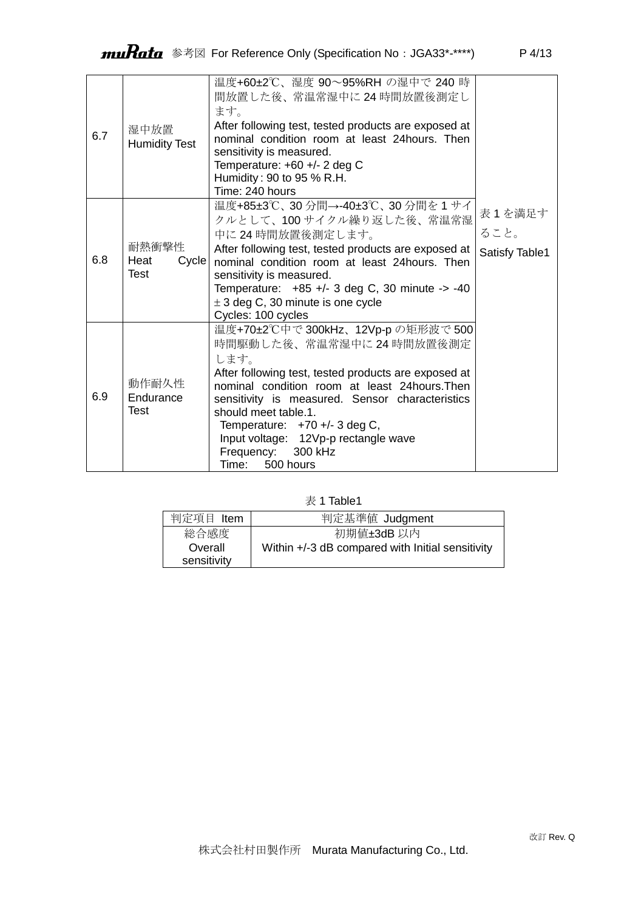| | | | |
|---|---|---|---|
| 6.7 | 湿中放置<br>Humidity Test | 温度+60±2℃、湿度 90～95%RH の湿中で 240 時間放置した後、常温常湿中に 24 時間放置後測定します。<br>After following test, tested products are exposed at nominal condition room at least 24hours. Then sensitivity is measured.<br>Temperature: +60 +/- 2 deg C<br>Humidity : 90 to 95 % R.H.<br>Time: 240 hours | 表 1 を満足すること。<br>Satisfy Table1 |
| 6.8 | 耐熱衝撃性<br>Heat Cycle Test | 温度+85±3℃、30 分間→-40±3℃、30 分間を 1 サイクルとして、100 サイクル繰り返した後、常温常湿中に 24 時間放置後測定します。<br>After following test, tested products are exposed at nominal condition room at least 24hours. Then sensitivity is measured.<br>Temperature: +85 +/- 3 deg C, 30 minute -> -40 ± 3 deg C, 30 minute is one cycle<br>Cycles: 100 cycles | |
| 6.9 | 動作耐久性<br>Endurance Test | 温度+70±2℃中で 300kHz、12Vp-p の矩形波で 500 時間駆動した後、常温常湿中に 24 時間放置後測定します。<br>After following test, tested products are exposed at nominal condition room at least 24hours.Then sensitivity is measured. Sensor characteristics should meet table.1.<br>Temperature: +70 +/- 3 deg C,<br>Input voltage: 12Vp-p rectangle wave<br>Frequency: 300 kHz<br>Time: 500 hours | |

表 1 Table1

| 判定項目 Item | 判定基準値 Judgment |
|---|---|
| 総合感度<br>Overall sensitivity | 初期値±3dB 以内<br>Within +/-3 dB compared with Initial sensitivity |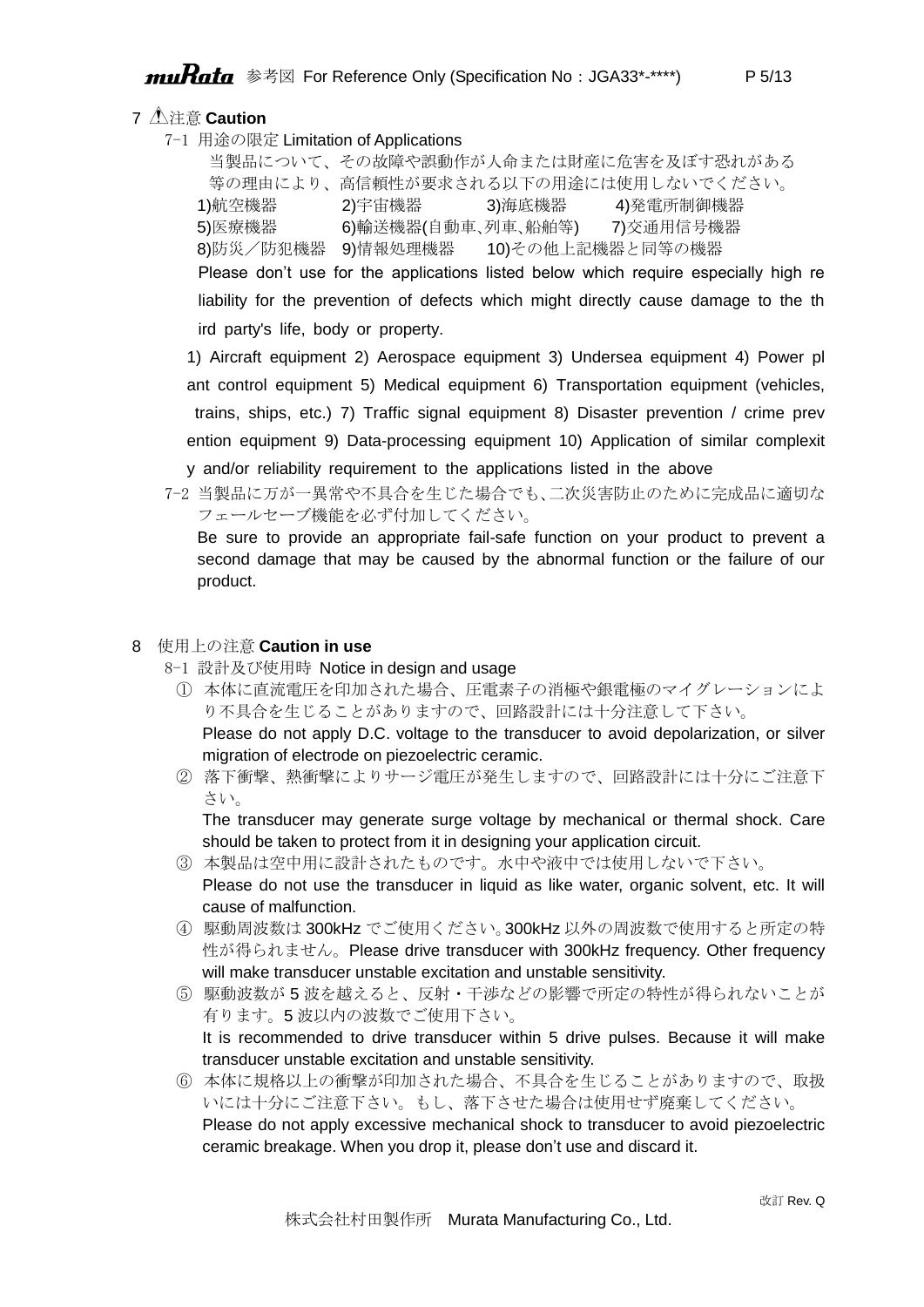## 7 ⚠注意 **Caution**

7-1 用途の限定 Limitation of Applications

当製品について、その故障や誤動作が人命または財産に危害を及ぼす恐れがある等の理由により、高信頼性が要求される以下の用途には使用しないでください。

1)航空機器　2)宇宙機器　3)海底機器　4)発電所制御機器
5)医療機器　6)輸送機器(自動車､列車､船舶等)　7)交通用信号機器
8)防災／防犯機器　9)情報処理機器　10)その他上記機器と同等の機器

Please don't use for the applications listed below which require especially high reliability for the prevention of defects which might directly cause damage to the third party's life, body or property.

1) Aircraft equipment 2) Aerospace equipment 3) Undersea equipment 4) Power plant control equipment 5) Medical equipment 6) Transportation equipment (vehicles, trains, ships, etc.) 7) Traffic signal equipment 8) Disaster prevention / crime prevention equipment 9) Data-processing equipment 10) Application of similar complexity and/or reliability requirement to the applications listed in the above

7-2 当製品に万が一異常や不具合を生じた場合でも､二次災害防止のために完成品に適切なフェールセーブ機能を必ず付加してください。

Be sure to provide an appropriate fail-safe function on your product to prevent a second damage that may be caused by the abnormal function or the failure of our product.

## 8 使用上の注意 **Caution in use**

8-1 設計及び使用時 Notice in design and usage

① 本体に直流電圧を印加された場合、圧電素子の消極や銀電極のマイグレーションにより不具合を生じることがありますので、回路設計には十分注意して下さい。
Please do not apply D.C. voltage to the transducer to avoid depolarization, or silver migration of electrode on piezoelectric ceramic.

② 落下衝撃、熱衝撃によりサージ電圧が発生しますので、回路設計には十分にご注意下さい。
The transducer may generate surge voltage by mechanical or thermal shock. Care should be taken to protect from it in designing your application circuit.

③ 本製品は空中用に設計されたものです。水中や液中では使用しないで下さい。
Please do not use the transducer in liquid as like water, organic solvent, etc. It will cause of malfunction.

④ 駆動周波数は 300kHz でご使用ください。300kHz 以外の周波数で使用すると所定の特性が得られません。Please drive transducer with 300kHz frequency. Other frequency will make transducer unstable excitation and unstable sensitivity.

⑤ 駆動波数が 5 波を越えると、反射・干渉などの影響で所定の特性が得られないことが有ります。5 波以内の波数でご使用下さい。
It is recommended to drive transducer within 5 drive pulses. Because it will make transducer unstable excitation and unstable sensitivity.

⑥ 本体に規格以上の衝撃が印加された場合、不具合を生じることがありますので、取扱いには十分にご注意下さい。もし、落下させた場合は使用せず廃棄してください。
Please do not apply excessive mechanical shock to transducer to avoid piezoelectric ceramic breakage. When you drop it, please don't use and discard it.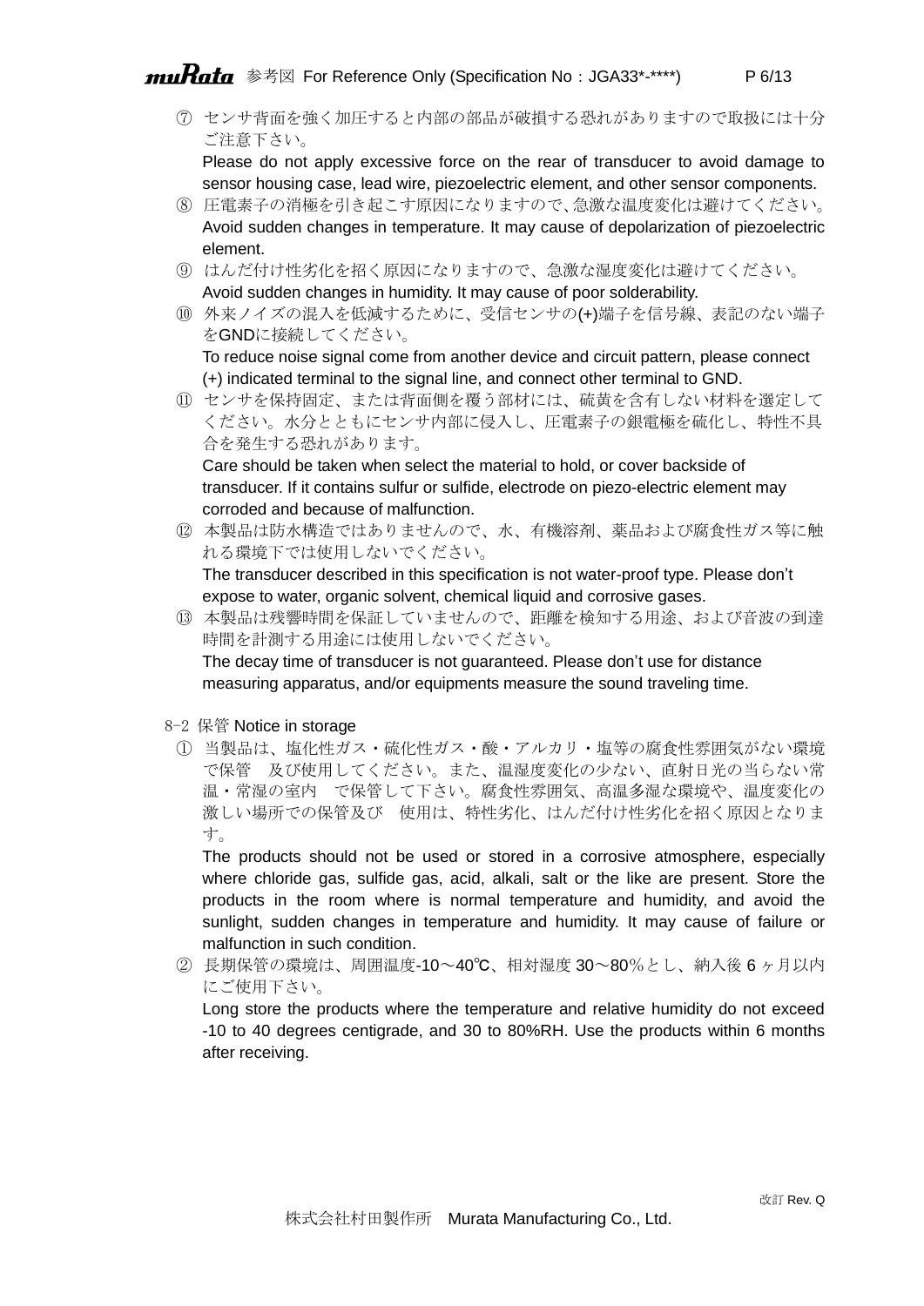⑦ センサ背面を強く加圧すると内部の部品が破損する恐れがありますので取扱には十分ご注意下さい。
Please do not apply excessive force on the rear of transducer to avoid damage to sensor housing case, lead wire, piezoelectric element, and other sensor components.

⑧ 圧電素子の消極を引き起こす原因になりますので、急激な温度変化は避けてください。
Avoid sudden changes in temperature. It may cause of depolarization of piezoelectric element.

⑨ はんだ付け性劣化を招く原因になりますので、急激な湿度変化は避けてください。
Avoid sudden changes in humidity. It may cause of poor solderability.

⑩ 外来ノイズの混入を低減するために、受信センサの(+)端子を信号線、表記のない端子をGNDに接続してください。
To reduce noise signal come from another device and circuit pattern, please connect (+) indicated terminal to the signal line, and connect other terminal to GND.

⑪ センサを保持固定、または背面側を覆う部材には、硫黄を含有しない材料を選定してください。水分とともにセンサ内部に侵入し、圧電素子の銀電極を硫化し、特性不具合を発生する恐れがあります。
Care should be taken when select the material to hold, or cover backside of transducer. If it contains sulfur or sulfide, electrode on piezo-electric element may corroded and because of malfunction.

⑫ 本製品は防水構造ではありませんので、水、有機溶剤、薬品および腐食性ガス等に触れる環境下では使用しないでください。
The transducer described in this specification is not water-proof type. Please don't expose to water, organic solvent, chemical liquid and corrosive gases.

⑬ 本製品は残響時間を保証していませんので、距離を検知する用途、および音波の到達時間を計測する用途には使用しないでください。
The decay time of transducer is not guaranteed. Please don't use for distance measuring apparatus, and/or equipments measure the sound traveling time.

8-2 保管 Notice in storage

① 当製品は、塩化性ガス・硫化性ガス・酸・アルカリ・塩等の腐食性雰囲気がない環境で保管　及び使用してください。また、温湿度変化の少ない、直射日光の当らない常温・常湿の室内　で保管して下さい。腐食性雰囲気、高温多湿な環境や、温度変化の激しい場所での保管及び　使用は、特性劣化、はんだ付け性劣化を招く原因となります。
The products should not be used or stored in a corrosive atmosphere, especially where chloride gas, sulfide gas, acid, alkali, salt or the like are present. Store the products in the room where is normal temperature and humidity, and avoid the sunlight, sudden changes in temperature and humidity. It may cause of failure or malfunction in such condition.

② 長期保管の環境は、周囲温度-10～40℃、相対湿度 30～80％とし、納入後 6 ヶ月以内にご使用下さい。
Long store the products where the temperature and relative humidity do not exceed -10 to 40 degrees centigrade, and 30 to 80%RH. Use the products within 6 months after receiving.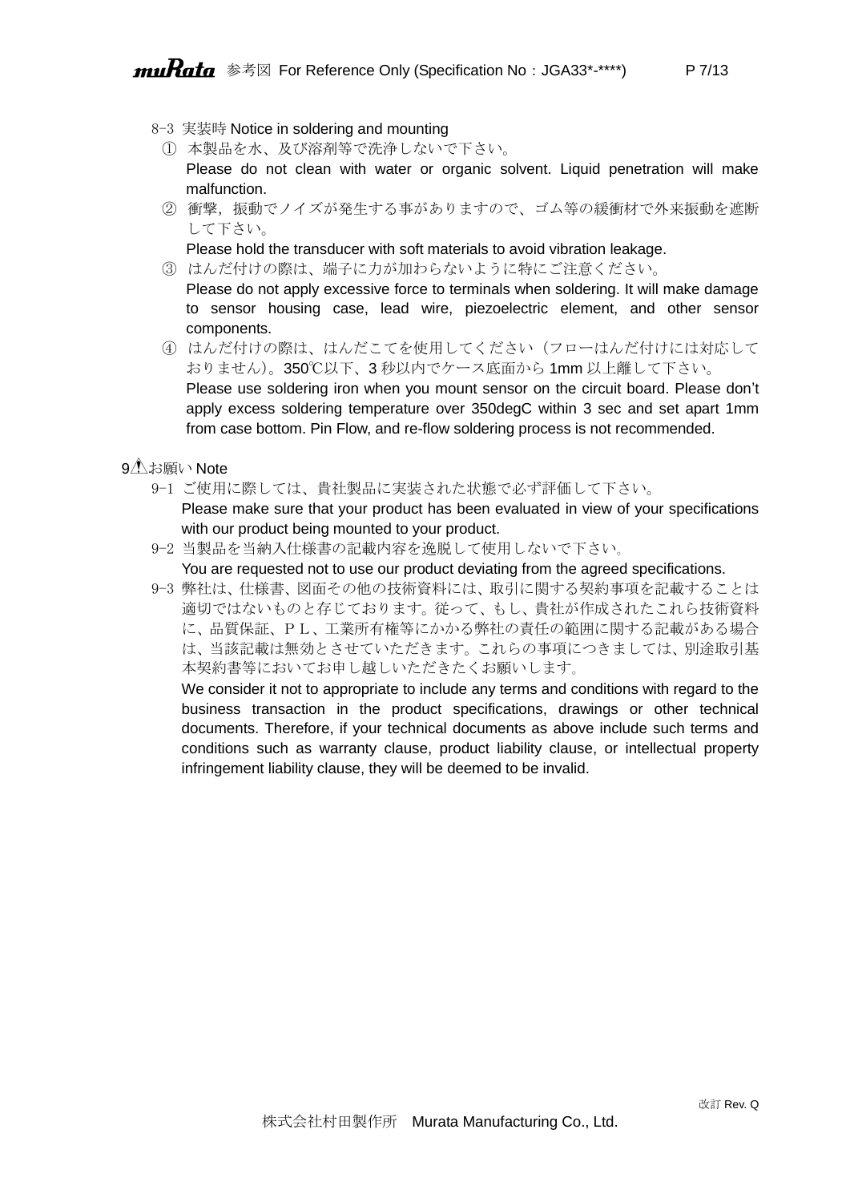### 8-3 実装時 Notice in soldering and mounting

① 本製品を水、及び溶剤等で洗浄しないで下さい。
Please do not clean with water or organic solvent. Liquid penetration will make malfunction.

② 衝撃，振動でノイズが発生する事がありますので、ゴム等の緩衝材で外来振動を遮断して下さい。
Please hold the transducer with soft materials to avoid vibration leakage.

③ はんだ付けの際は、端子に力が加わらないように特にご注意ください。
Please do not apply excessive force to terminals when soldering. It will make damage to sensor housing case, lead wire, piezoelectric element, and other sensor components.

④ はんだ付けの際は、はんだこてを使用してください（フローはんだ付けには対応しておりません)。350℃以下、3 秒以内でケース底面から 1mm 以上離して下さい。
Please use soldering iron when you mount sensor on the circuit board. Please don’t apply excess soldering temperature over 350degC within 3 sec and set apart 1mm from case bottom. Pin Flow, and re-flow soldering process is not recommended.

## 9⚠お願い Note

9-1 ご使用に際しては、貴社製品に実装された状態で必ず評価して下さい。
Please make sure that your product has been evaluated in view of your specifications with our product being mounted to your product.

9-2 当製品を当納入仕様書の記載内容を逸脱して使用しないで下さい。
You are requested not to use our product deviating from the agreed specifications.

9-3 弊社は、仕様書、図面その他の技術資料には、取引に関する契約事項を記載することは適切ではないものと存じております。従って、もし、貴社が作成されたこれら技術資料に、品質保証、ＰＬ、工業所有権等にかかる弊社の責任の範囲に関する記載がある場合は、当該記載は無効とさせていただきます。これらの事項につきましては、別途取引基本契約書等においてお申し越しいただきたくお願いします。
We consider it not to appropriate to include any terms and conditions with regard to the business transaction in the product specifications, drawings or other technical documents. Therefore, if your technical documents as above include such terms and conditions such as warranty clause, product liability clause, or intellectual property infringement liability clause, they will be deemed to be invalid.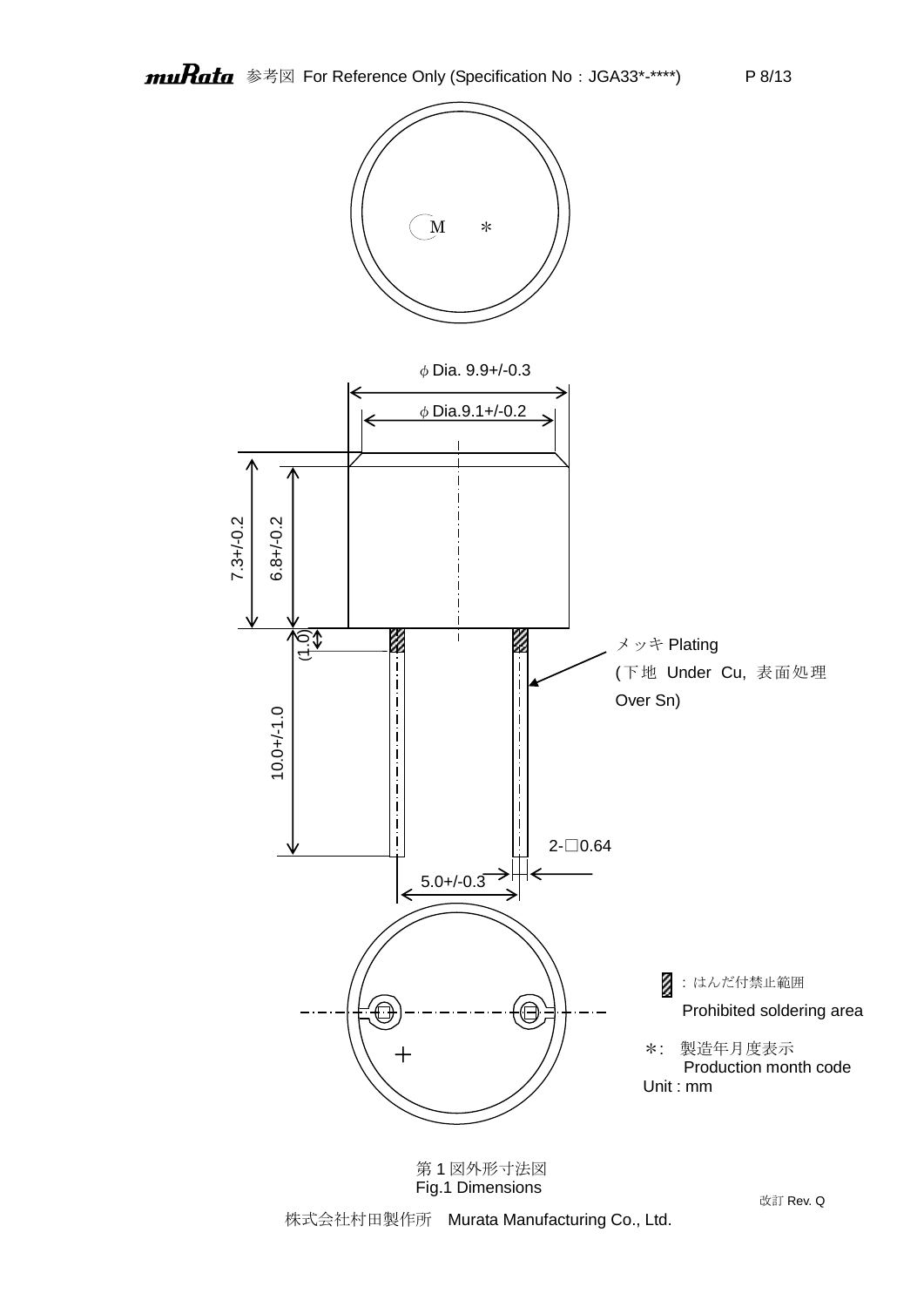φ Dia. 9.9+/-0.3

φ Dia.9.1+/-0.2

M　＊

7.3+/-0.2

6.8+/-0.2

(1.0)

10.0+/-1.0

メッキ Plating
(下地 Under Cu, 表面処理 Over Sn)

2-□0.64

5.0+/-0.3

＋

：はんだ付禁止範囲
Prohibited soldering area

＊: 製造年月度表示
Production month code

Unit : mm

第 1 図外形寸法図
Fig.1 Dimensions

改訂 Rev. Q

株式会社村田製作所　Murata Manufacturing Co., Ltd.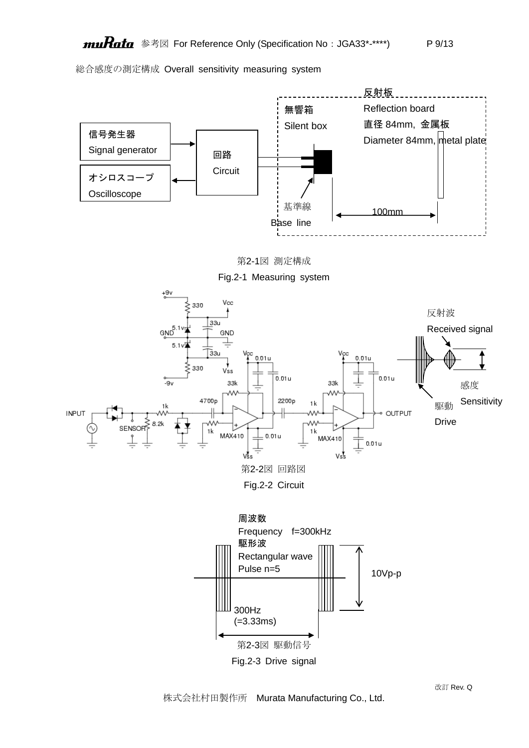総合感度の測定構成 Overall sensitivity measuring system

信号発生器
Signal generator

オシロスコープ
Oscilloscope

回路
Circuit

無響箱
Silent box

反射板
Reflection board
直径 84mm, 金属板
Diameter 84mm, metal plate

基準線
Base line

100mm

第2-1図 測定構成
Fig.2-1 Measuring system

反射波
Received signal

感度
Sensitivity

駆動
Drive

第2-2図 回路図
Fig.2-2 Circuit

周波数
Frequency f=300kHz
駆形波
Rectangular wave
Pulse n=5

10Vp-p

300Hz
(=3.33ms)

第2-3図 駆動信号
Fig.2-3 Drive signal

改訂 Rev. Q

株式会社村田製作所 Murata Manufacturing Co., Ltd.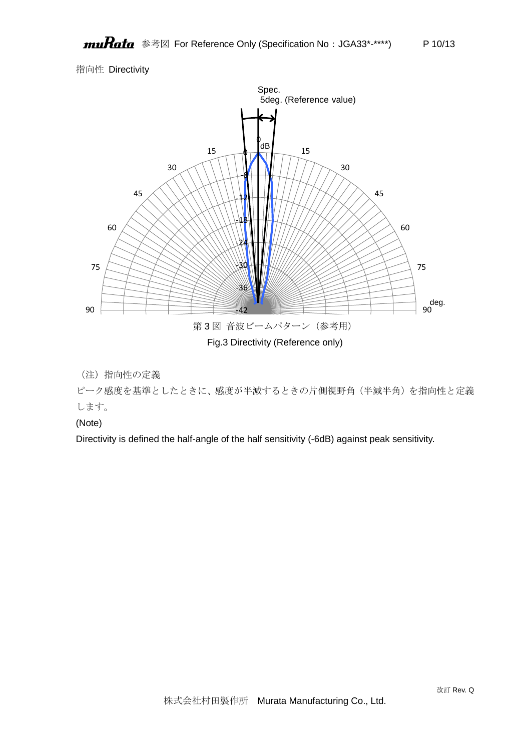指向性 Directivity

Spec.
5deg. (Reference value)

第 3 図 音波ビームパターン（参考用）

Fig.3 Directivity (Reference only)

（注）指向性の定義

ピーク感度を基準としたときに、感度が半減するときの片側視野角（半減半角）を指向性と定義します。

(Note)

Directivity is defined the half-angle of the half sensitivity (-6dB) against peak sensitivity.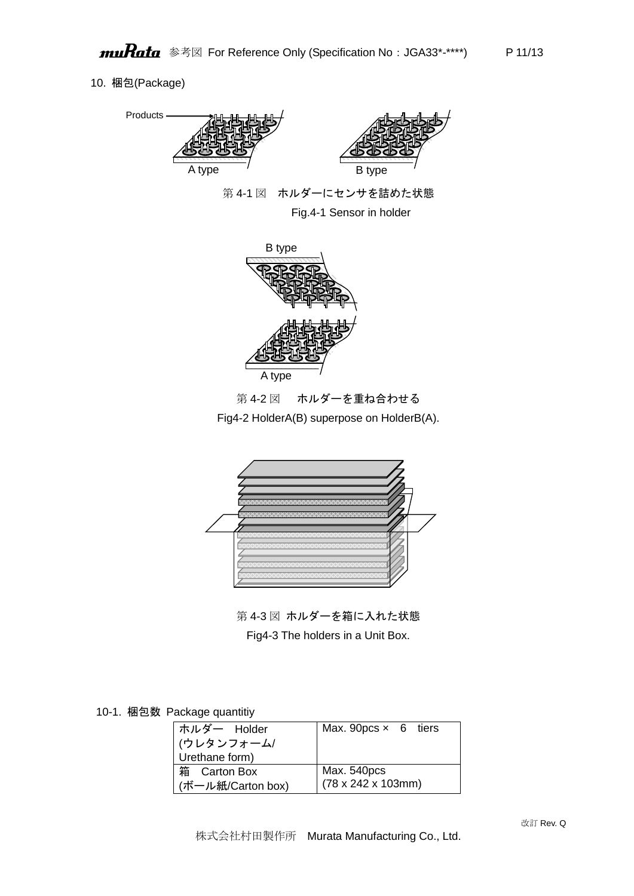## 10. 梱包(Package)

Products

A type

B type

第 4-1 図　ホルダーにセンサを詰めた状態

Fig.4-1 Sensor in holder

B type

A type

第 4-2 図　　ホルダーを重ね合わせる

Fig4-2 HolderA(B) superpose on HolderB(A).

第 4-3 図 ホルダーを箱に入れた状態

Fig4-3 The holders in a Unit Box.

### 10-1. 梱包数 Package quantitiy

| | |
|---|---|
| ホルダー　Holder (ウレタンフォーム/ Urethane form) | Max. 90pcs ×　6　tiers |
| 箱　Carton Box (ボール紙/Carton box) | Max. 540pcs (78 x 242 x 103mm) |

改訂 Rev. Q

株式会社村田製作所　Murata Manufacturing Co., Ltd.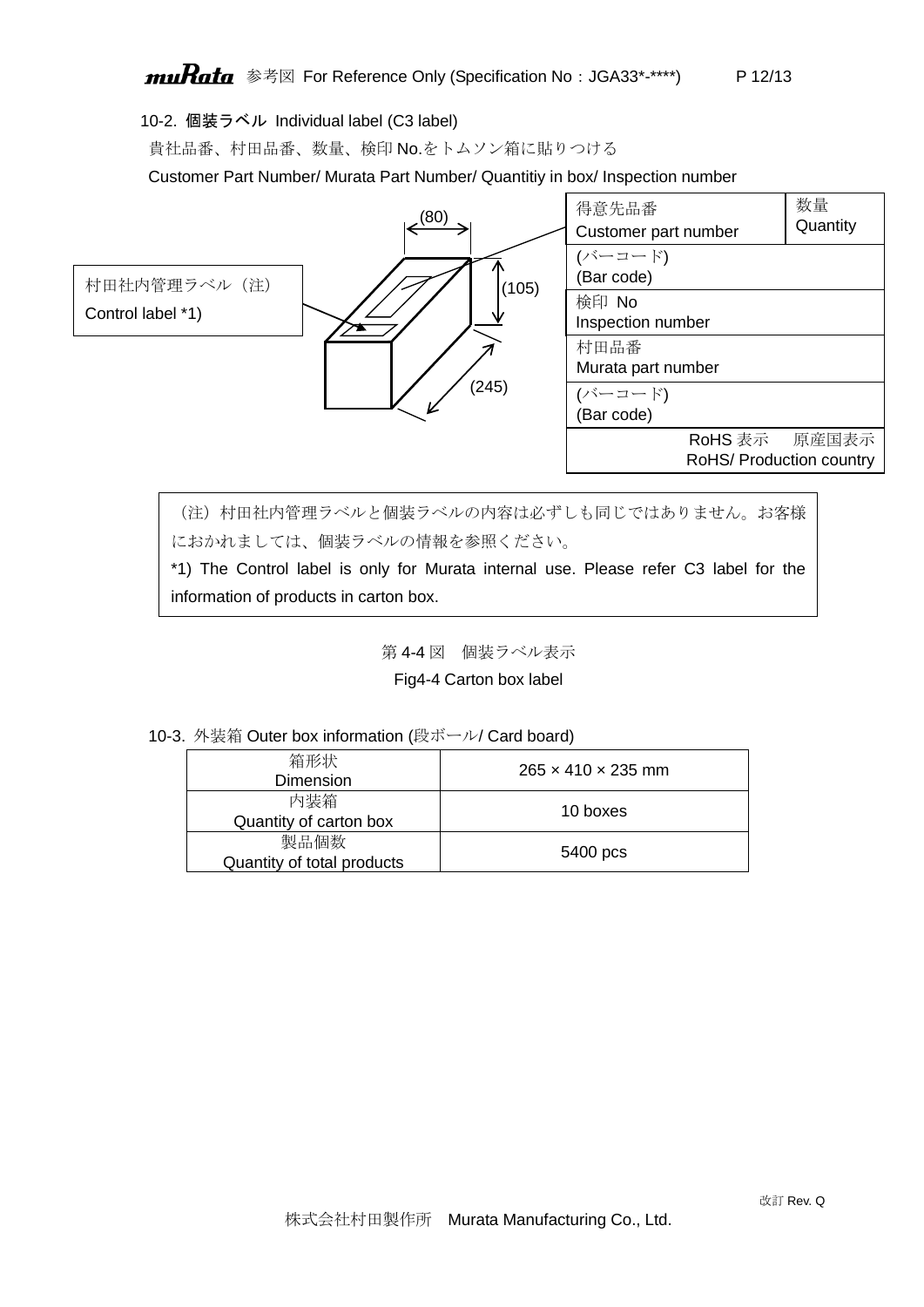10-2. **個装ラベル** Individual label (C3 label)

貴社品番、村田品番、数量、検印 No.をトムソン箱に貼りつける

Customer Part Number/ Murata Part Number/ Quantitiy in box/ Inspection number

村田社内管理ラベル（注）
Control label *1)

(80)

(105)

(245)

| 得意先品番<br>Customer part number | 数量<br>Quantity |
|---|---|
| (バーコード)<br>(Bar code) | |
| 検印 No<br>Inspection number | |
| 村田品番<br>Murata part number | |
| (バーコード)<br>(Bar code) | |
| RoHS 表示　原産国表示<br>RoHS/ Production country | |

（注）村田社内管理ラベルと個装ラベルの内容は必ずしも同じではありません。お客様におかれましては、個装ラベルの情報を参照ください。

*1) The Control label is only for Murata internal use. Please refer C3 label for the information of products in carton box.

第 4-4 図　個装ラベル表示

Fig4-4 Carton box label

10-3. 外装箱 Outer box information (段ボール/ Card board)

| 箱形状<br>Dimension | 265 × 410 × 235 mm |
|---|---|
| 内装箱<br>Quantity of carton box | 10 boxes |
| 製品個数<br>Quantity of total products | 5400 pcs |

改訂 Rev. Q

株式会社村田製作所　Murata Manufacturing Co., Ltd.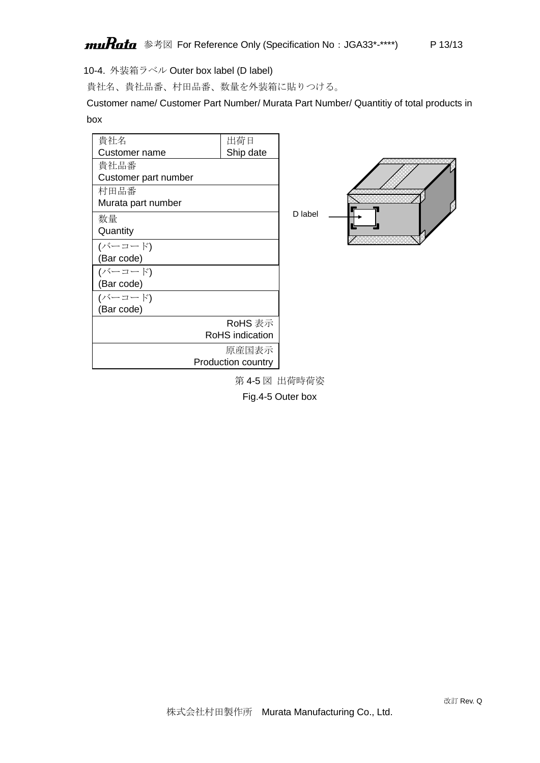## 10-4. 外装箱ラベル Outer box label (D label)

貴社名、貴社品番、村田品番、数量を外装箱に貼りつける。

Customer name/ Customer Part Number/ Murata Part Number/ Quantitiy of total products in box

| | |
|---|---|
| 貴社名<br>Customer name | 出荷日<br>Ship date |
| 貴社品番<br>Customer part number | |
| 村田品番<br>Murata part number | |
| 数量<br>Quantity | |
| (バーコード)<br>(Bar code) | |
| (バーコード)<br>(Bar code) | |
| (バーコード)<br>(Bar code) | |
| RoHS 表示<br>RoHS indication | |
| 原産国表示<br>Production country | |

D label

第 4-5 図 出荷時荷姿

Fig.4-5 Outer box

改訂 Rev. Q

株式会社村田製作所 Murata Manufacturing Co., Ltd.